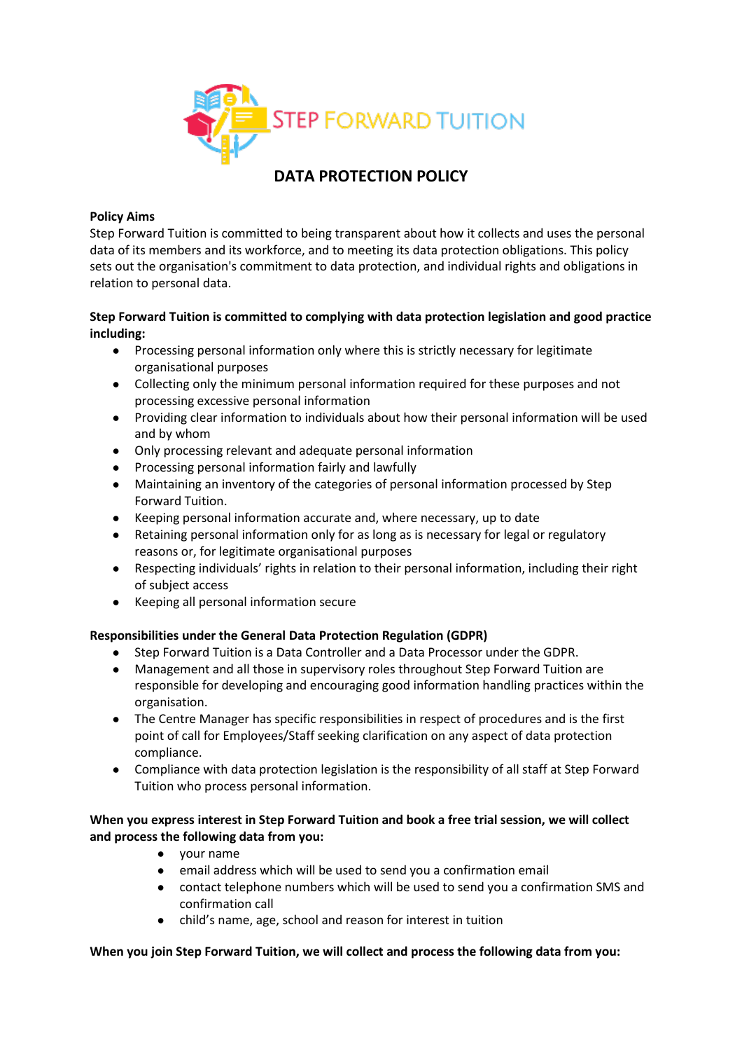STEP FORWARD TUITION

# DATA PROTECTION POLICY

**Policy Aims**

Step Forward Tuition is committed to being transparent about how it collects and uses the personal data of its members and its workforce, and to meeting its data protection obligations. This policy sets out the organisation's commitment to data protection, and individual rights and obligations in relation to personal data.

**Step Forward Tuition is committed to complying with data protection legislation and good practice including:**

- Processing personal information only where this is strictly necessary for legitimate organisational purposes
- Collecting only the minimum personal information required for these purposes and not processing excessive personal information
- Providing clear information to individuals about how their personal information will be used and by whom
- Only processing relevant and adequate personal information
- Processing personal information fairly and lawfully
- Maintaining an inventory of the categories of personal information processed by Step Forward Tuition.
- Keeping personal information accurate and, where necessary, up to date
- Retaining personal information only for as long as is necessary for legal or regulatory reasons or, for legitimate organisational purposes
- Respecting individuals' rights in relation to their personal information, including their right of subject access
- Keeping all personal information secure

**Responsibilities under the General Data Protection Regulation (GDPR)**

- Step Forward Tuition is a Data Controller and a Data Processor under the GDPR.
- Management and all those in supervisory roles throughout Step Forward Tuition are responsible for developing and encouraging good information handling practices within the organisation.
- The Centre Manager has specific responsibilities in respect of procedures and is the first point of call for Employees/Staff seeking clarification on any aspect of data protection compliance.
- Compliance with data protection legislation is the responsibility of all staff at Step Forward Tuition who process personal information.

**When you express interest in Step Forward Tuition and book a free trial session, we will collect and process the following data from you:**

- your name
- email address which will be used to send you a confirmation email
- contact telephone numbers which will be used to send you a confirmation SMS and confirmation call
- child's name, age, school and reason for interest in tuition

**When you join Step Forward Tuition, we will collect and process the following data from you:**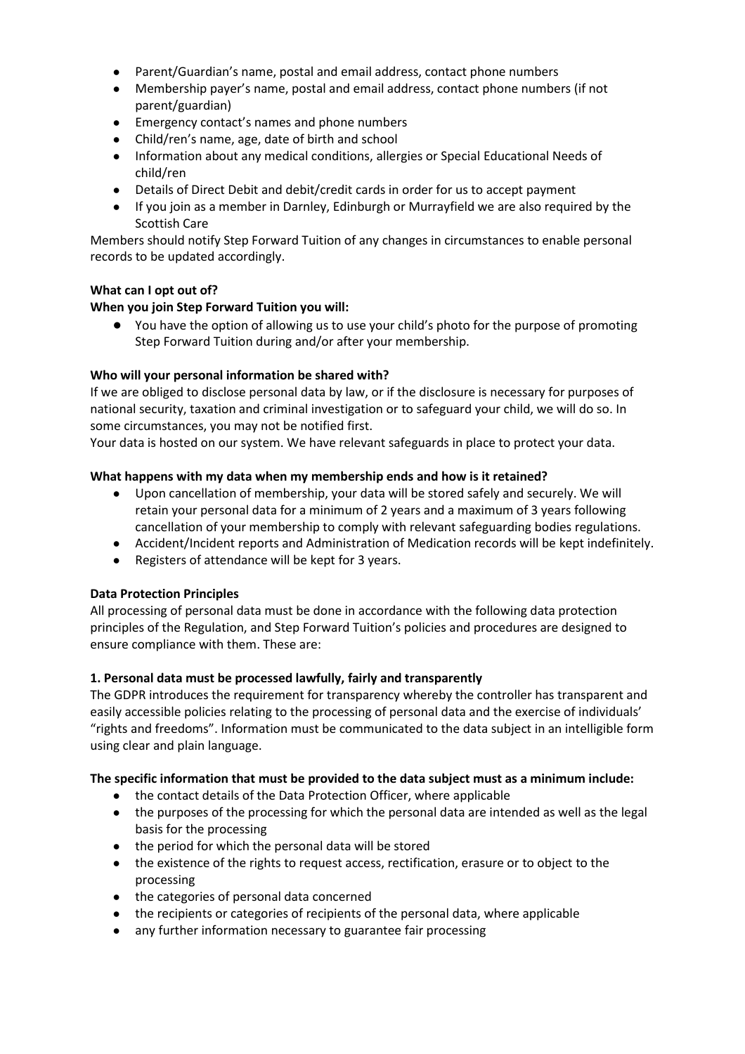- Parent/Guardian's name, postal and email address, contact phone numbers
- Membership payer's name, postal and email address, contact phone numbers (if not parent/guardian)
- Emergency contact's names and phone numbers
- Child/ren's name, age, date of birth and school
- Information about any medical conditions, allergies or Special Educational Needs of child/ren
- Details of Direct Debit and debit/credit cards in order for us to accept payment
- If you join as a member in Darnley, Edinburgh or Murrayfield we are also required by the Scottish Care

Members should notify Step Forward Tuition of any changes in circumstances to enable personal records to be updated accordingly.

**What can I opt out of?**

**When you join Step Forward Tuition you will:**

- You have the option of allowing us to use your child's photo for the purpose of promoting Step Forward Tuition during and/or after your membership.

**Who will your personal information be shared with?**

If we are obliged to disclose personal data by law, or if the disclosure is necessary for purposes of national security, taxation and criminal investigation or to safeguard your child, we will do so. In some circumstances, you may not be notified first.

Your data is hosted on our system. We have relevant safeguards in place to protect your data.

**What happens with my data when my membership ends and how is it retained?**

- Upon cancellation of membership, your data will be stored safely and securely. We will retain your personal data for a minimum of 2 years and a maximum of 3 years following cancellation of your membership to comply with relevant safeguarding bodies regulations.
- Accident/Incident reports and Administration of Medication records will be kept indefinitely.
- Registers of attendance will be kept for 3 years.

**Data Protection Principles**

All processing of personal data must be done in accordance with the following data protection principles of the Regulation, and Step Forward Tuition's policies and procedures are designed to ensure compliance with them. These are:

**1. Personal data must be processed lawfully, fairly and transparently**

The GDPR introduces the requirement for transparency whereby the controller has transparent and easily accessible policies relating to the processing of personal data and the exercise of individuals' "rights and freedoms". Information must be communicated to the data subject in an intelligible form using clear and plain language.

**The specific information that must be provided to the data subject must as a minimum include:**

- the contact details of the Data Protection Officer, where applicable
- the purposes of the processing for which the personal data are intended as well as the legal basis for the processing
- the period for which the personal data will be stored
- the existence of the rights to request access, rectification, erasure or to object to the processing
- the categories of personal data concerned
- the recipients or categories of recipients of the personal data, where applicable
- any further information necessary to guarantee fair processing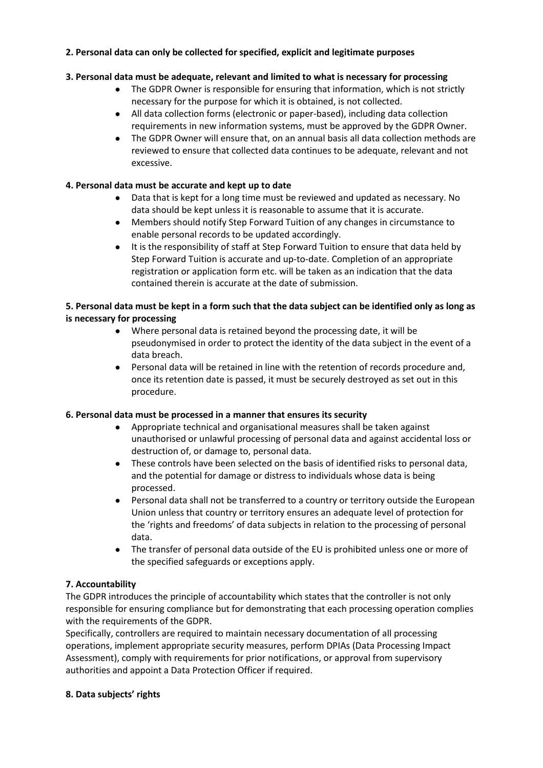**2. Personal data can only be collected for specified, explicit and legitimate purposes**

**3. Personal data must be adequate, relevant and limited to what is necessary for processing**

- The GDPR Owner is responsible for ensuring that information, which is not strictly necessary for the purpose for which it is obtained, is not collected.
- All data collection forms (electronic or paper-based), including data collection requirements in new information systems, must be approved by the GDPR Owner.
- The GDPR Owner will ensure that, on an annual basis all data collection methods are reviewed to ensure that collected data continues to be adequate, relevant and not excessive.

**4. Personal data must be accurate and kept up to date**

- Data that is kept for a long time must be reviewed and updated as necessary. No data should be kept unless it is reasonable to assume that it is accurate.
- Members should notify Step Forward Tuition of any changes in circumstance to enable personal records to be updated accordingly.
- It is the responsibility of staff at Step Forward Tuition to ensure that data held by Step Forward Tuition is accurate and up-to-date. Completion of an appropriate registration or application form etc. will be taken as an indication that the data contained therein is accurate at the date of submission.

**5. Personal data must be kept in a form such that the data subject can be identified only as long as is necessary for processing**

- Where personal data is retained beyond the processing date, it will be pseudonymised in order to protect the identity of the data subject in the event of a data breach.
- Personal data will be retained in line with the retention of records procedure and, once its retention date is passed, it must be securely destroyed as set out in this procedure.

**6. Personal data must be processed in a manner that ensures its security**

- Appropriate technical and organisational measures shall be taken against unauthorised or unlawful processing of personal data and against accidental loss or destruction of, or damage to, personal data.
- These controls have been selected on the basis of identified risks to personal data, and the potential for damage or distress to individuals whose data is being processed.
- Personal data shall not be transferred to a country or territory outside the European Union unless that country or territory ensures an adequate level of protection for the 'rights and freedoms' of data subjects in relation to the processing of personal data.
- The transfer of personal data outside of the EU is prohibited unless one or more of the specified safeguards or exceptions apply.

**7. Accountability**

The GDPR introduces the principle of accountability which states that the controller is not only responsible for ensuring compliance but for demonstrating that each processing operation complies with the requirements of the GDPR.

Specifically, controllers are required to maintain necessary documentation of all processing operations, implement appropriate security measures, perform DPIAs (Data Processing Impact Assessment), comply with requirements for prior notifications, or approval from supervisory authorities and appoint a Data Protection Officer if required.

**8. Data subjects' rights**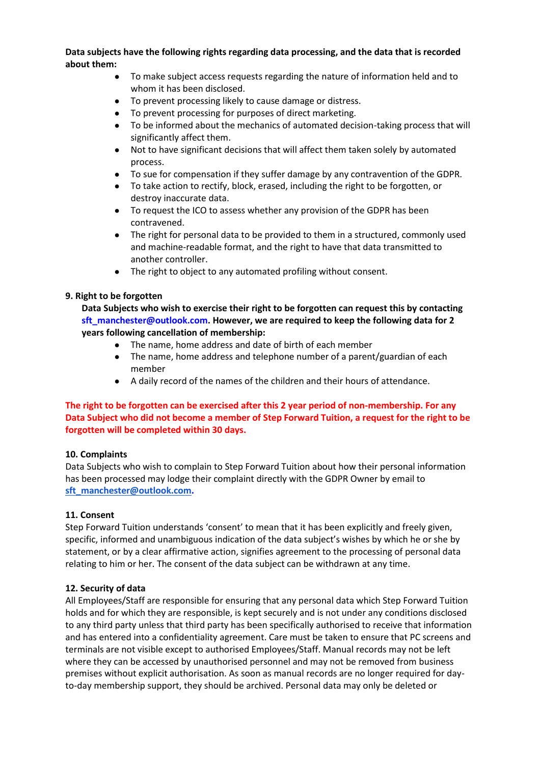**Data subjects have the following rights regarding data processing, and the data that is recorded about them:**

- To make subject access requests regarding the nature of information held and to whom it has been disclosed.
- To prevent processing likely to cause damage or distress.
- To prevent processing for purposes of direct marketing.
- To be informed about the mechanics of automated decision-taking process that will significantly affect them.
- Not to have significant decisions that will affect them taken solely by automated process.
- To sue for compensation if they suffer damage by any contravention of the GDPR.
- To take action to rectify, block, erased, including the right to be forgotten, or destroy inaccurate data.
- To request the ICO to assess whether any provision of the GDPR has been contravened.
- The right for personal data to be provided to them in a structured, commonly used and machine-readable format, and the right to have that data transmitted to another controller.
- The right to object to any automated profiling without consent.

**9. Right to be forgotten**

**Data Subjects who wish to exercise their right to be forgotten can request this by contacting sft_manchester@outlook.com. However, we are required to keep the following data for 2 years following cancellation of membership:**

- The name, home address and date of birth of each member
- The name, home address and telephone number of a parent/guardian of each member
- A daily record of the names of the children and their hours of attendance.

**The right to be forgotten can be exercised after this 2 year period of non-membership. For any Data Subject who did not become a member of Step Forward Tuition, a request for the right to be forgotten will be completed within 30 days.**

**10. Complaints**

Data Subjects who wish to complain to Step Forward Tuition about how their personal information has been processed may lodge their complaint directly with the GDPR Owner by email to **sft_manchester@outlook.com.**

**11. Consent**

Step Forward Tuition understands 'consent' to mean that it has been explicitly and freely given, specific, informed and unambiguous indication of the data subject's wishes by which he or she by statement, or by a clear affirmative action, signifies agreement to the processing of personal data relating to him or her. The consent of the data subject can be withdrawn at any time.

**12. Security of data**

All Employees/Staff are responsible for ensuring that any personal data which Step Forward Tuition holds and for which they are responsible, is kept securely and is not under any conditions disclosed to any third party unless that third party has been specifically authorised to receive that information and has entered into a confidentiality agreement. Care must be taken to ensure that PC screens and terminals are not visible except to authorised Employees/Staff. Manual records may not be left where they can be accessed by unauthorised personnel and may not be removed from business premises without explicit authorisation. As soon as manual records are no longer required for day-to-day membership support, they should be archived. Personal data may only be deleted or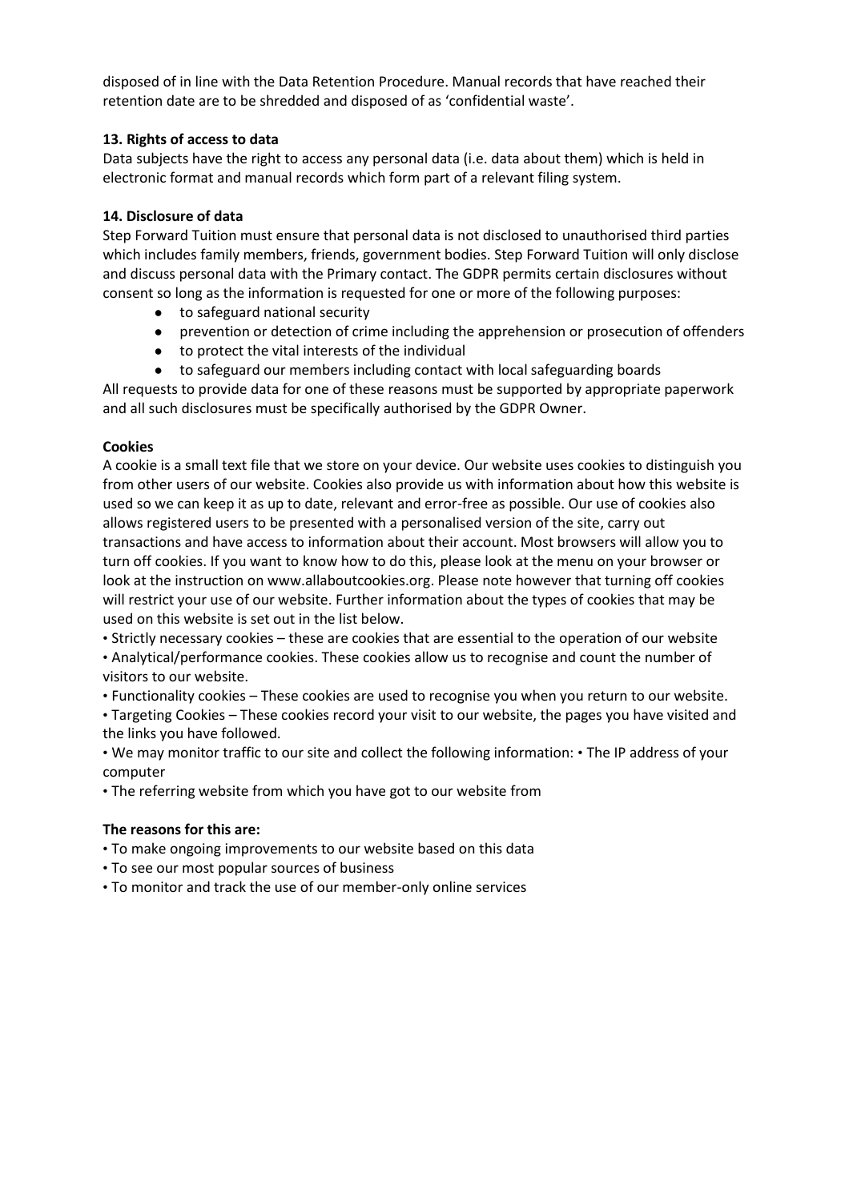disposed of in line with the Data Retention Procedure. Manual records that have reached their retention date are to be shredded and disposed of as 'confidential waste'.

**13. Rights of access to data**

Data subjects have the right to access any personal data (i.e. data about them) which is held in electronic format and manual records which form part of a relevant filing system.

**14. Disclosure of data**

Step Forward Tuition must ensure that personal data is not disclosed to unauthorised third parties which includes family members, friends, government bodies. Step Forward Tuition will only disclose and discuss personal data with the Primary contact. The GDPR permits certain disclosures without consent so long as the information is requested for one or more of the following purposes:

- to safeguard national security
- prevention or detection of crime including the apprehension or prosecution of offenders
- to protect the vital interests of the individual
- to safeguard our members including contact with local safeguarding boards

All requests to provide data for one of these reasons must be supported by appropriate paperwork and all such disclosures must be specifically authorised by the GDPR Owner.

**Cookies**

A cookie is a small text file that we store on your device. Our website uses cookies to distinguish you from other users of our website. Cookies also provide us with information about how this website is used so we can keep it as up to date, relevant and error-free as possible. Our use of cookies also allows registered users to be presented with a personalised version of the site, carry out transactions and have access to information about their account. Most browsers will allow you to turn off cookies. If you want to know how to do this, please look at the menu on your browser or look at the instruction on www.allaboutcookies.org. Please note however that turning off cookies will restrict your use of our website. Further information about the types of cookies that may be used on this website is set out in the list below.

• Strictly necessary cookies – these are cookies that are essential to the operation of our website

• Analytical/performance cookies. These cookies allow us to recognise and count the number of visitors to our website.

• Functionality cookies – These cookies are used to recognise you when you return to our website.

• Targeting Cookies – These cookies record your visit to our website, the pages you have visited and the links you have followed.

• We may monitor traffic to our site and collect the following information: • The IP address of your computer

• The referring website from which you have got to our website from

**The reasons for this are:**

• To make ongoing improvements to our website based on this data

• To see our most popular sources of business

• To monitor and track the use of our member-only online services